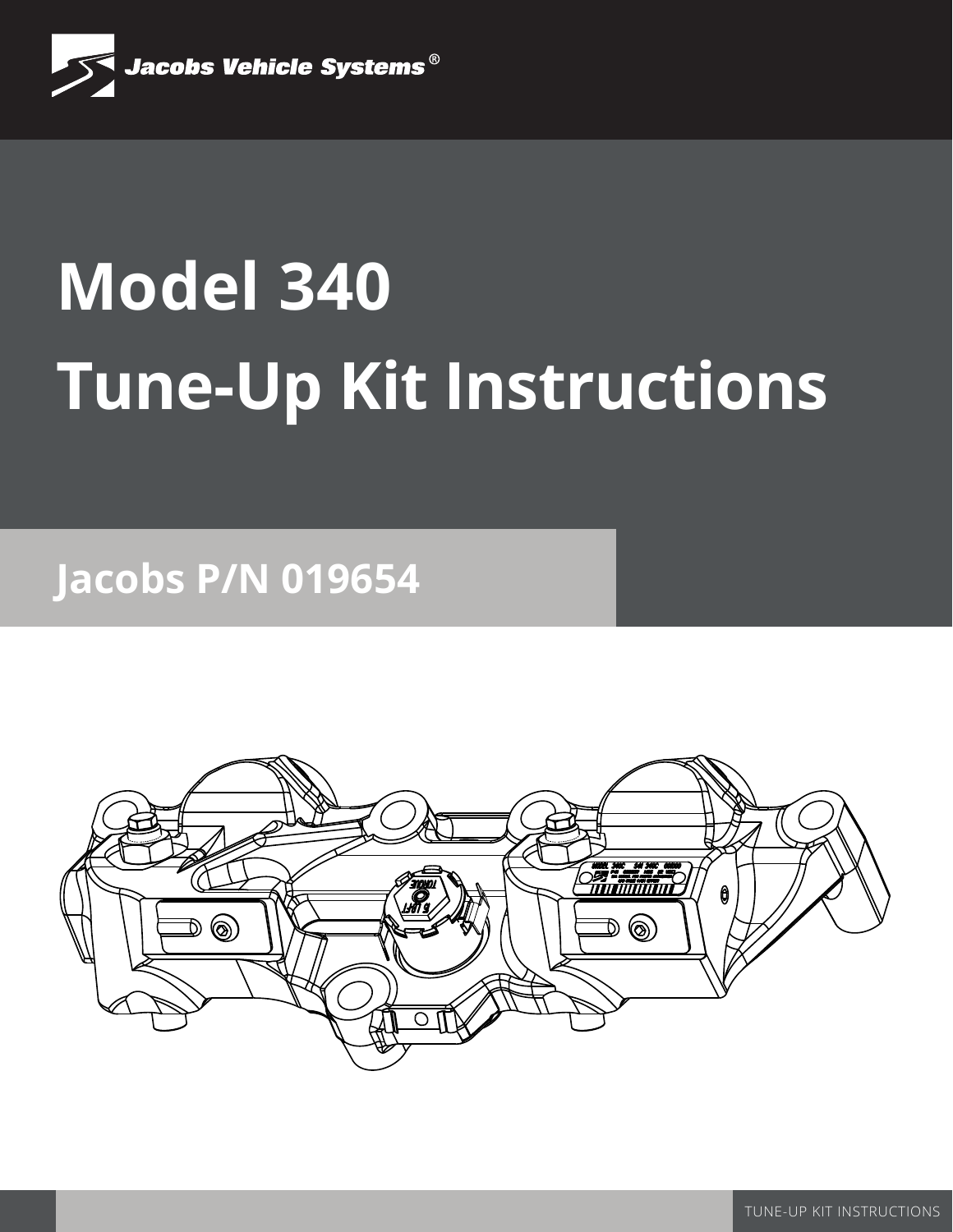Jacobs Vehicle Systems®

# Model 340
# Tune-Up Kit Instructions

## Jacobs P/N 019654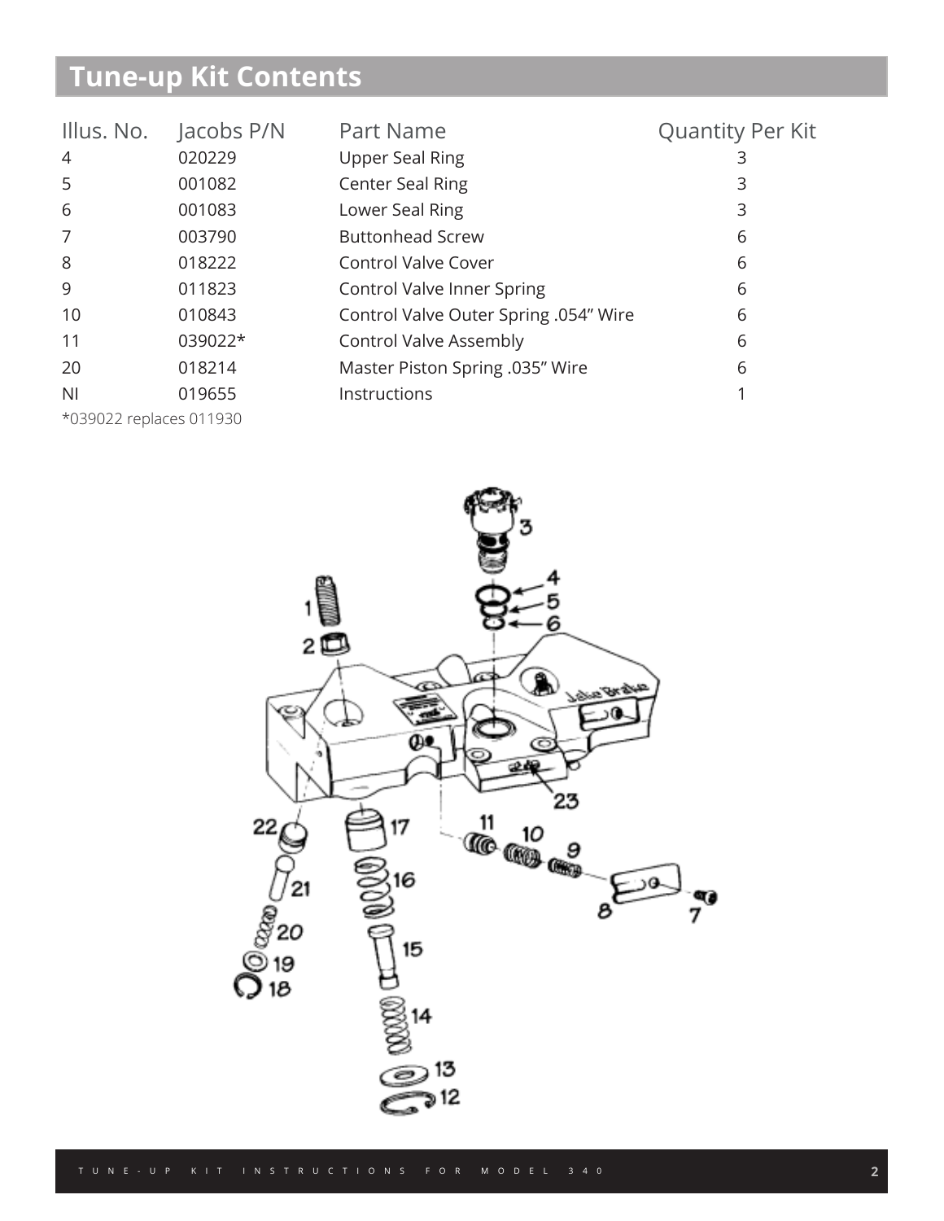## Tune-up Kit Contents

| Illus. No. | Jacobs P/N | Part Name | Quantity Per Kit |
|---|---|---|---|
| 4 | 020229 | Upper Seal Ring | 3 |
| 5 | 001082 | Center Seal Ring | 3 |
| 6 | 001083 | Lower Seal Ring | 3 |
| 7 | 003790 | Buttonhead Screw | 6 |
| 8 | 018222 | Control Valve Cover | 6 |
| 9 | 011823 | Control Valve Inner Spring | 6 |
| 10 | 010843 | Control Valve Outer Spring .054" Wire | 6 |
| 11 | 039022* | Control Valve Assembly | 6 |
| 20 | 018214 | Master Piston Spring .035" Wire | 6 |
| NI | 019655 | Instructions | 1 |

*039022 replaces 011930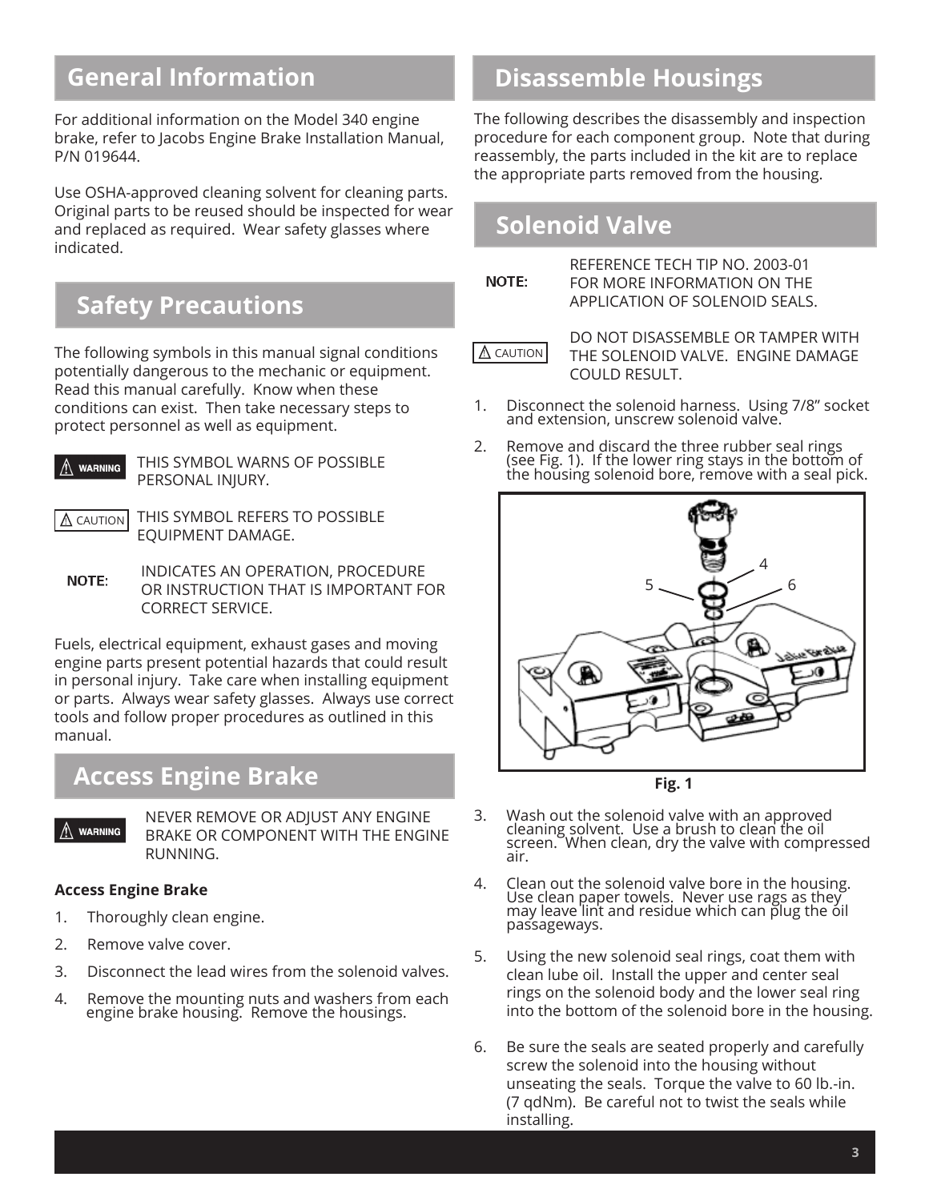## General Information

For additional information on the Model 340 engine brake, refer to Jacobs Engine Brake Installation Manual, P/N 019644.

Use OSHA-approved cleaning solvent for cleaning parts. Original parts to be reused should be inspected for wear and replaced as required. Wear safety glasses where indicated.

## Safety Precautions

The following symbols in this manual signal conditions potentially dangerous to the mechanic or equipment. Read this manual carefully. Know when these conditions can exist. Then take necessary steps to protect personnel as well as equipment.

⚠ WARNING THIS SYMBOL WARNS OF POSSIBLE PERSONAL INJURY.

⚠ CAUTION THIS SYMBOL REFERS TO POSSIBLE EQUIPMENT DAMAGE.

**NOTE:** INDICATES AN OPERATION, PROCEDURE OR INSTRUCTION THAT IS IMPORTANT FOR CORRECT SERVICE.

Fuels, electrical equipment, exhaust gases and moving engine parts present potential hazards that could result in personal injury. Take care when installing equipment or parts. Always wear safety glasses. Always use correct tools and follow proper procedures as outlined in this manual.

## Access Engine Brake

⚠ WARNING NEVER REMOVE OR ADJUST ANY ENGINE BRAKE OR COMPONENT WITH THE ENGINE RUNNING.

**Access Engine Brake**

1. Thoroughly clean engine.
2. Remove valve cover.
3. Disconnect the lead wires from the solenoid valves.
4. Remove the mounting nuts and washers from each engine brake housing. Remove the housings.

## Disassemble Housings

The following describes the disassembly and inspection procedure for each component group. Note that during reassembly, the parts included in the kit are to replace the appropriate parts removed from the housing.

## Solenoid Valve

**NOTE:** REFERENCE TECH TIP NO. 2003-01 FOR MORE INFORMATION ON THE APPLICATION OF SOLENOID SEALS.

⚠ CAUTION DO NOT DISASSEMBLE OR TAMPER WITH THE SOLENOID VALVE. ENGINE DAMAGE COULD RESULT.

1. Disconnect the solenoid harness. Using 7/8" socket and extension, unscrew solenoid valve.
2. Remove and discard the three rubber seal rings (see Fig. 1). If the lower ring stays in the bottom of the housing solenoid bore, remove with a seal pick.

**Fig. 1**

3. Wash out the solenoid valve with an approved cleaning solvent. Use a brush to clean the oil screen. When clean, dry the valve with compressed air.
4. Clean out the solenoid valve bore in the housing. Use clean paper towels. Never use rags as they may leave lint and residue which can plug the oil passageways.
5. Using the new solenoid seal rings, coat them with clean lube oil. Install the upper and center seal rings on the solenoid body and the lower seal ring into the bottom of the solenoid bore in the housing.
6. Be sure the seals are seated properly and carefully screw the solenoid into the housing without unseating the seals. Torque the valve to 60 lb.-in. (7 qdNm). Be careful not to twist the seals while installing.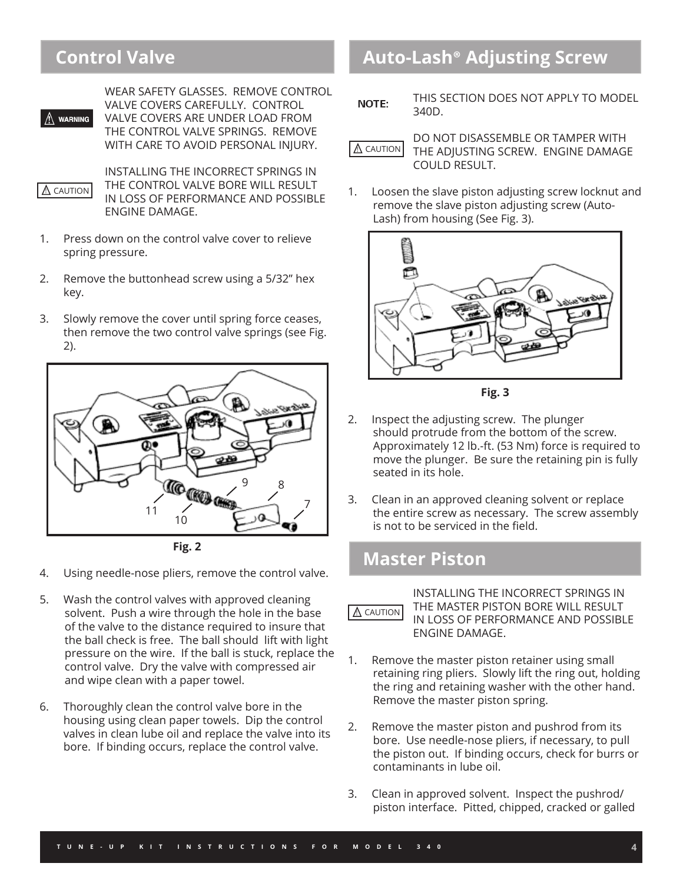## Control Valve

⚠ WARNING

WEAR SAFETY GLASSES. REMOVE CONTROL VALVE COVERS CAREFULLY. CONTROL VALVE COVERS ARE UNDER LOAD FROM THE CONTROL VALVE SPRINGS. REMOVE WITH CARE TO AVOID PERSONAL INJURY.

⚠ CAUTION

INSTALLING THE INCORRECT SPRINGS IN THE CONTROL VALVE BORE WILL RESULT IN LOSS OF PERFORMANCE AND POSSIBLE ENGINE DAMAGE.

1. Press down on the control valve cover to relieve spring pressure.
2. Remove the buttonhead screw using a 5/32" hex key.
3. Slowly remove the cover until spring force ceases, then remove the two control valve springs (see Fig. 2).

11 10 9 8 7

**Fig. 2**

4. Using needle-nose pliers, remove the control valve.
5. Wash the control valves with approved cleaning solvent. Push a wire through the hole in the base of the valve to the distance required to insure that the ball check is free. The ball should lift with light pressure on the wire. If the ball is stuck, replace the control valve. Dry the valve with compressed air and wipe clean with a paper towel.
6. Thoroughly clean the control valve bore in the housing using clean paper towels. Dip the control valves in clean lube oil and replace the valve into its bore. If binding occurs, replace the control valve.

## Auto-Lash® Adjusting Screw

**NOTE:** THIS SECTION DOES NOT APPLY TO MODEL 340D.

⚠ CAUTION

DO NOT DISASSEMBLE OR TAMPER WITH THE ADJUSTING SCREW. ENGINE DAMAGE COULD RESULT.

1. Loosen the slave piston adjusting screw locknut and remove the slave piston adjusting screw (Auto-Lash) from housing (See Fig. 3).

**Fig. 3**

2. Inspect the adjusting screw. The plunger should protrude from the bottom of the screw. Approximately 12 lb.-ft. (53 Nm) force is required to move the plunger. Be sure the retaining pin is fully seated in its hole.
3. Clean in an approved cleaning solvent or replace the entire screw as necessary. The screw assembly is not to be serviced in the field.

## Master Piston

⚠ CAUTION

INSTALLING THE INCORRECT SPRINGS IN THE MASTER PISTON BORE WILL RESULT IN LOSS OF PERFORMANCE AND POSSIBLE ENGINE DAMAGE.

1. Remove the master piston retainer using small retaining ring pliers. Slowly lift the ring out, holding the ring and retaining washer with the other hand. Remove the master piston spring.
2. Remove the master piston and pushrod from its bore. Use needle-nose pliers, if necessary, to pull the piston out. If binding occurs, check for burrs or contaminants in lube oil.
3. Clean in approved solvent. Inspect the pushrod/ piston interface. Pitted, chipped, cracked or galled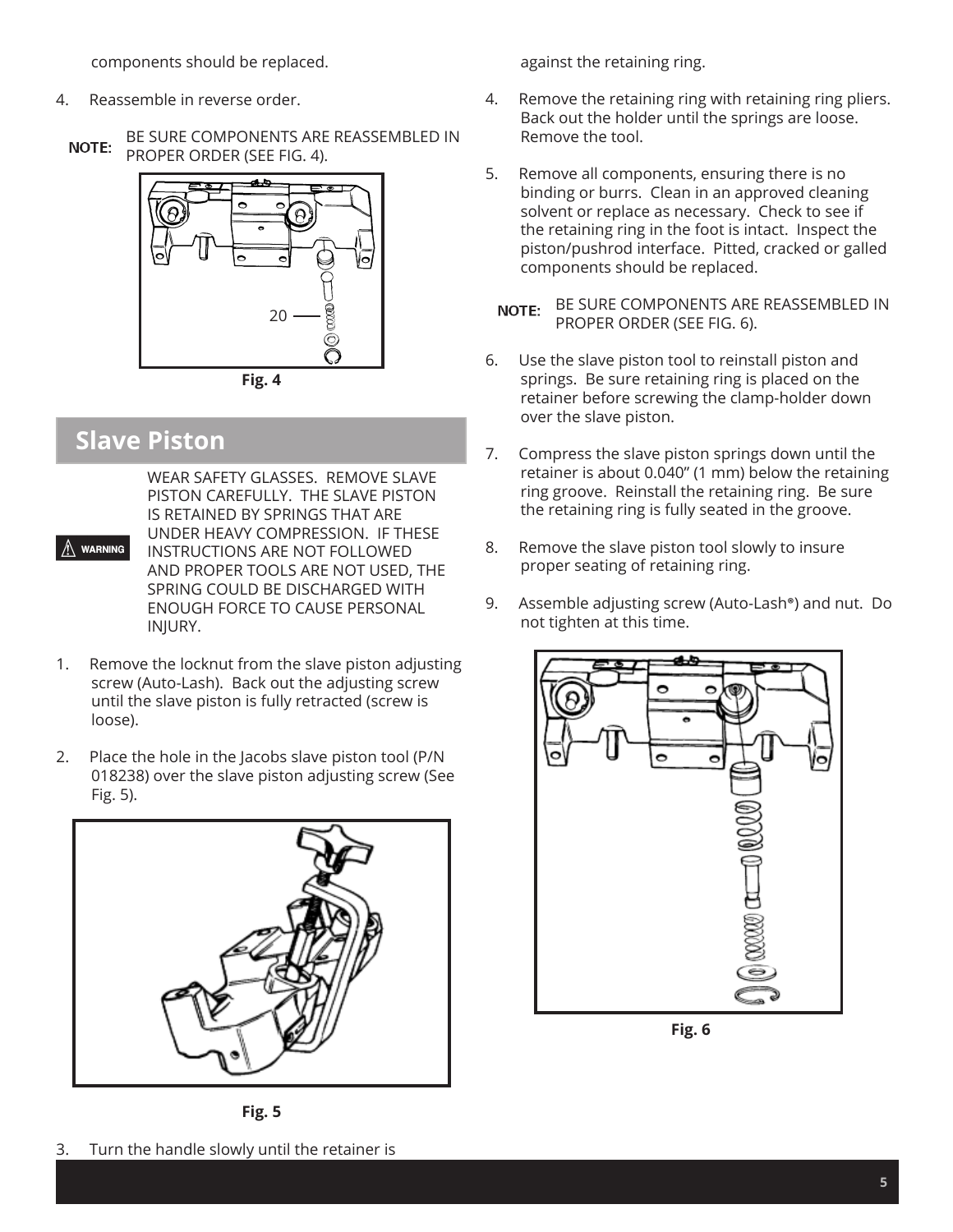components should be replaced.

4. Reassemble in reverse order.

**NOTE:** BE SURE COMPONENTS ARE REASSEMBLED IN PROPER ORDER (SEE FIG. 4).

20

**Fig. 4**

## Slave Piston

**WARNING** WEAR SAFETY GLASSES. REMOVE SLAVE PISTON CAREFULLY. THE SLAVE PISTON IS RETAINED BY SPRINGS THAT ARE UNDER HEAVY COMPRESSION. IF THESE INSTRUCTIONS ARE NOT FOLLOWED AND PROPER TOOLS ARE NOT USED, THE SPRING COULD BE DISCHARGED WITH ENOUGH FORCE TO CAUSE PERSONAL INJURY.

1. Remove the locknut from the slave piston adjusting screw (Auto-Lash). Back out the adjusting screw until the slave piston is fully retracted (screw is loose).

2. Place the hole in the Jacobs slave piston tool (P/N 018238) over the slave piston adjusting screw (See Fig. 5).

**Fig. 5**

3. Turn the handle slowly until the retainer is against the retaining ring.

4. Remove the retaining ring with retaining ring pliers. Back out the holder until the springs are loose. Remove the tool.

5. Remove all components, ensuring there is no binding or burrs. Clean in an approved cleaning solvent or replace as necessary. Check to see if the retaining ring in the foot is intact. Inspect the piston/pushrod interface. Pitted, cracked or galled components should be replaced.

**NOTE:** BE SURE COMPONENTS ARE REASSEMBLED IN PROPER ORDER (SEE FIG. 6).

6. Use the slave piston tool to reinstall piston and springs. Be sure retaining ring is placed on the retainer before screwing the clamp-holder down over the slave piston.

7. Compress the slave piston springs down until the retainer is about 0.040” (1 mm) below the retaining ring groove. Reinstall the retaining ring. Be sure the retaining ring is fully seated in the groove.

8. Remove the slave piston tool slowly to insure proper seating of retaining ring.

9. Assemble adjusting screw (Auto-Lash®) and nut. Do not tighten at this time.

**Fig. 6**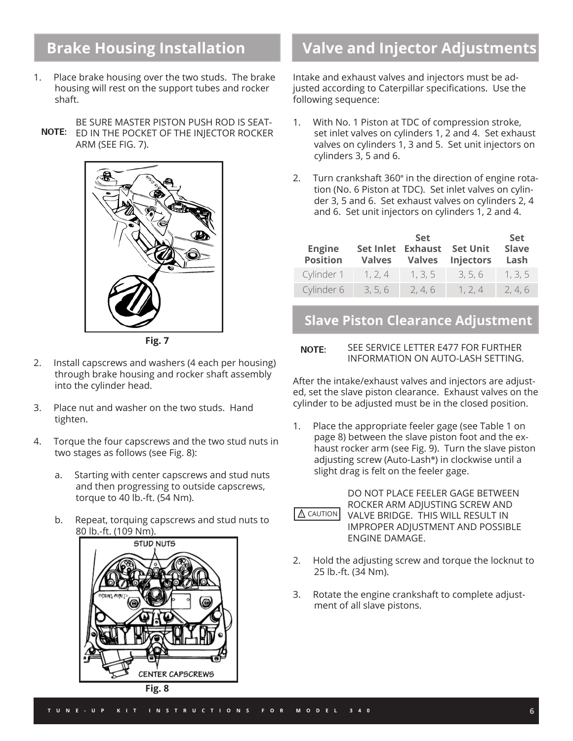## Brake Housing Installation

1. Place brake housing over the two studs. The brake housing will rest on the support tubes and rocker shaft.

**NOTE:** BE SURE MASTER PISTON PUSH ROD IS SEATED IN THE POCKET OF THE INJECTOR ROCKER ARM (SEE FIG. 7).

**Fig. 7**

2. Install capscrews and washers (4 each per housing) through brake housing and rocker shaft assembly into the cylinder head.

3. Place nut and washer on the two studs. Hand tighten.

4. Torque the four capscrews and the two stud nuts in two stages as follows (see Fig. 8):

   a. Starting with center capscrews and stud nuts and then progressing to outside capscrews, torque to 40 lb.-ft. (54 Nm).

   b. Repeat, torquing capscrews and stud nuts to 80 lb.-ft. (109 Nm).

STUD NUTS

CENTER CAPSCREWS

**Fig. 8**

## Valve and Injector Adjustments

Intake and exhaust valves and injectors must be adjusted according to Caterpillar specifications. Use the following sequence:

1. With No. 1 Piston at TDC of compression stroke, set inlet valves on cylinders 1, 2 and 4. Set exhaust valves on cylinders 1, 3 and 5. Set unit injectors on cylinders 3, 5 and 6.

2. Turn crankshaft 360° in the direction of engine rotation (No. 6 Piston at TDC). Set inlet valves on cylinder 3, 5 and 6. Set exhaust valves on cylinders 2, 4 and 6. Set unit injectors on cylinders 1, 2 and 4.

| Engine Position | Set Inlet Valves | Set Exhaust Valves | Set Unit Injectors | Set Slave Lash |
|---|---|---|---|---|
| Cylinder 1 | 1, 2, 4 | 1, 3, 5 | 3, 5, 6 | 1, 3, 5 |
| Cylinder 6 | 3, 5, 6 | 2, 4, 6 | 1, 2, 4 | 2, 4, 6 |

## Slave Piston Clearance Adjustment

**NOTE:** SEE SERVICE LETTER E477 FOR FURTHER INFORMATION ON AUTO-LASH SETTING.

After the intake/exhaust valves and injectors are adjusted, set the slave piston clearance. Exhaust valves on the cylinder to be adjusted must be in the closed position.

1. Place the appropriate feeler gage (see Table 1 on page 8) between the slave piston foot and the exhaust rocker arm (see Fig. 9). Turn the slave piston adjusting screw (Auto-Lash®) in clockwise until a slight drag is felt on the feeler gage.

⚠ CAUTION: DO NOT PLACE FEELER GAGE BETWEEN ROCKER ARM ADJUSTING SCREW AND VALVE BRIDGE. THIS WILL RESULT IN IMPROPER ADJUSTMENT AND POSSIBLE ENGINE DAMAGE.

2. Hold the adjusting screw and torque the locknut to 25 lb.-ft. (34 Nm).

3. Rotate the engine crankshaft to complete adjustment of all slave pistons.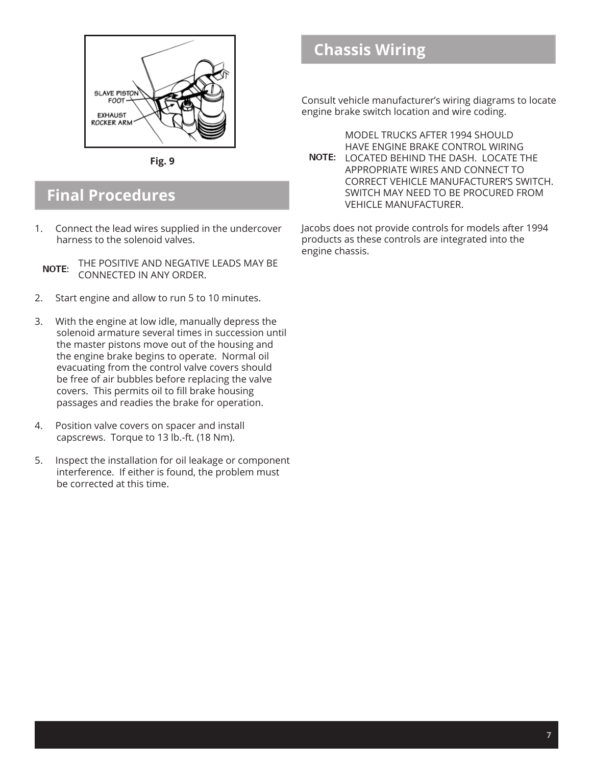SLAVE PISTON FOOT

EXHAUST ROCKER ARM

Fig. 9

## Final Procedures

1. Connect the lead wires supplied in the undercover harness to the solenoid valves.

   **NOTE:** THE POSITIVE AND NEGATIVE LEADS MAY BE CONNECTED IN ANY ORDER.

2. Start engine and allow to run 5 to 10 minutes.

3. With the engine at low idle, manually depress the solenoid armature several times in succession until the master pistons move out of the housing and the engine brake begins to operate. Normal oil evacuating from the control valve covers should be free of air bubbles before replacing the valve covers. This permits oil to fill brake housing passages and readies the brake for operation.

4. Position valve covers on spacer and install capscrews. Torque to 13 lb.-ft. (18 Nm).

5. Inspect the installation for oil leakage or component interference. If either is found, the problem must be corrected at this time.

## Chassis Wiring

Consult vehicle manufacturer's wiring diagrams to locate engine brake switch location and wire coding.

**NOTE:** MODEL TRUCKS AFTER 1994 SHOULD HAVE ENGINE BRAKE CONTROL WIRING LOCATED BEHIND THE DASH. LOCATE THE APPROPRIATE WIRES AND CONNECT TO CORRECT VEHICLE MANUFACTURER'S SWITCH. SWITCH MAY NEED TO BE PROCURED FROM VEHICLE MANUFACTURER.

Jacobs does not provide controls for models after 1994 products as these controls are integrated into the engine chassis.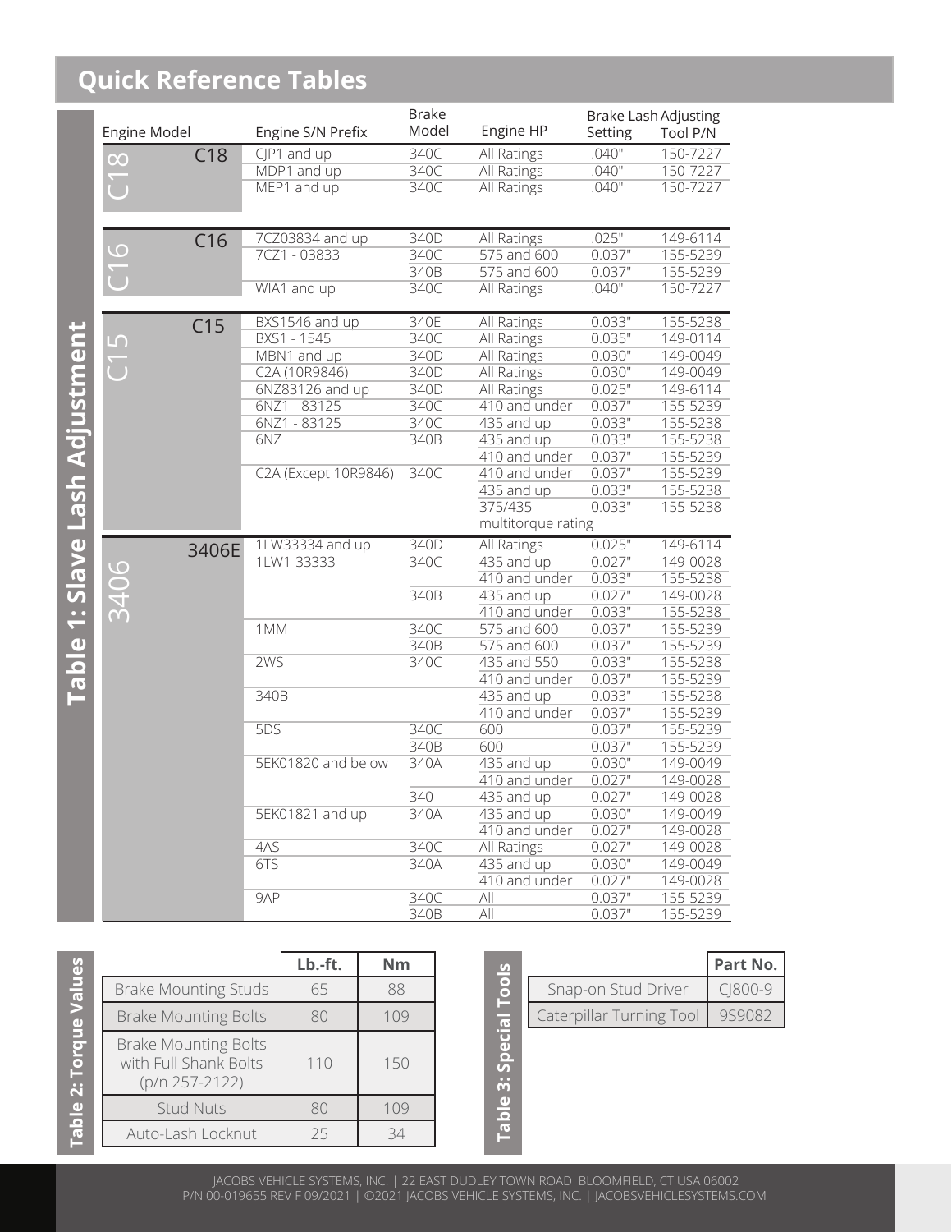## Quick Reference Tables

**Table 1: Slave Lash Adjustment**

| Engine Model | Engine S/N Prefix | Brake Model | Engine HP | Brake Lash Setting | Adjusting Tool P/N |
|---|---|---|---|---|---|
| C18 | CJP1 and up | 340C | All Ratings | .040" | 150-7227 |
| | MDP1 and up | 340C | All Ratings | .040" | 150-7227 |
| | MEP1 and up | 340C | All Ratings | .040" | 150-7227 |
| C16 | 7CZ03834 and up | 340D | All Ratings | .025" | 149-6114 |
| | 7CZ1 - 03833 | 340C | 575 and 600 | 0.037" | 155-5239 |
| | | 340B | 575 and 600 | 0.037" | 155-5239 |
| | WIA1 and up | 340C | All Ratings | .040" | 150-7227 |
| C15 | BXS1546 and up | 340E | All Ratings | 0.033" | 155-5238 |
| | BXS1 - 1545 | 340C | All Ratings | 0.035" | 149-0114 |
| | MBN1 and up | 340D | All Ratings | 0.030" | 149-0049 |
| | C2A (10R9846) | 340D | All Ratings | 0.030" | 149-0049 |
| | 6NZ83126 and up | 340D | All Ratings | 0.025" | 149-6114 |
| | 6NZ1 - 83125 | 340C | 410 and under | 0.037" | 155-5239 |
| | 6NZ1 - 83125 | 340C | 435 and up | 0.033" | 155-5238 |
| | 6NZ | 340B | 435 and up | 0.033" | 155-5238 |
| | | | 410 and under | 0.037" | 155-5239 |
| | C2A (Except 10R9846) | 340C | 410 and under | 0.037" | 155-5239 |
| | | | 435 and up | 0.033" | 155-5238 |
| | | | 375/435 multitorque rating | 0.033" | 155-5238 |
| 3406E | 1LW33334 and up | 340D | All Ratings | 0.025" | 149-6114 |
| | 1LW1-33333 | 340C | 435 and up | 0.027" | 149-0028 |
| | | | 410 and under | 0.033" | 155-5238 |
| | | 340B | 435 and up | 0.027" | 149-0028 |
| | | | 410 and under | 0.033" | 155-5238 |
| | 1MM | 340C | 575 and 600 | 0.037" | 155-5239 |
| | | 340B | 575 and 600 | 0.037" | 155-5239 |
| | 2WS | 340C | 435 and 550 | 0.033" | 155-5238 |
| | | | 410 and under | 0.037" | 155-5239 |
| | 340B | | 435 and up | 0.033" | 155-5238 |
| | | | 410 and under | 0.037" | 155-5239 |
| | 5DS | 340C | 600 | 0.037" | 155-5239 |
| | | 340B | 600 | 0.037" | 155-5239 |
| | 5EK01820 and below | 340A | 435 and up | 0.030" | 149-0049 |
| | | | 410 and under | 0.027" | 149-0028 |
| | | 340 | 435 and up | 0.027" | 149-0028 |
| | 5EK01821 and up | 340A | 435 and up | 0.030" | 149-0049 |
| | | | 410 and under | 0.027" | 149-0028 |
| | 4AS | 340C | All Ratings | 0.027" | 149-0028 |
| | 6TS | 340A | 435 and up | 0.030" | 149-0049 |
| | | | 410 and under | 0.027" | 149-0028 |
| | 9AP | 340C | All | 0.037" | 155-5239 |
| | | 340B | All | 0.037" | 155-5239 |

**Table 2: Torque Values**

| | Lb.-ft. | Nm |
|---|---|---|
| Brake Mounting Studs | 65 | 88 |
| Brake Mounting Bolts | 80 | 109 |
| Brake Mounting Bolts with Full Shank Bolts (p/n 257-2122) | 110 | 150 |
| Stud Nuts | 80 | 109 |
| Auto-Lash Locknut | 25 | 34 |

**Table 3: Special Tools**

| | Part No. |
|---|---|
| Snap-on Stud Driver | CJ800-9 |
| Caterpillar Turning Tool | 9S9082 |

JACOBS VEHICLE SYSTEMS, INC. | 22 EAST DUDLEY TOWN ROAD BLOOMFIELD, CT USA 06002
P/N 00-019655 REV F 09/2021 | ©2021 JACOBS VEHICLE SYSTEMS, INC. | JACOBSVEHICLESYSTEMS.COM